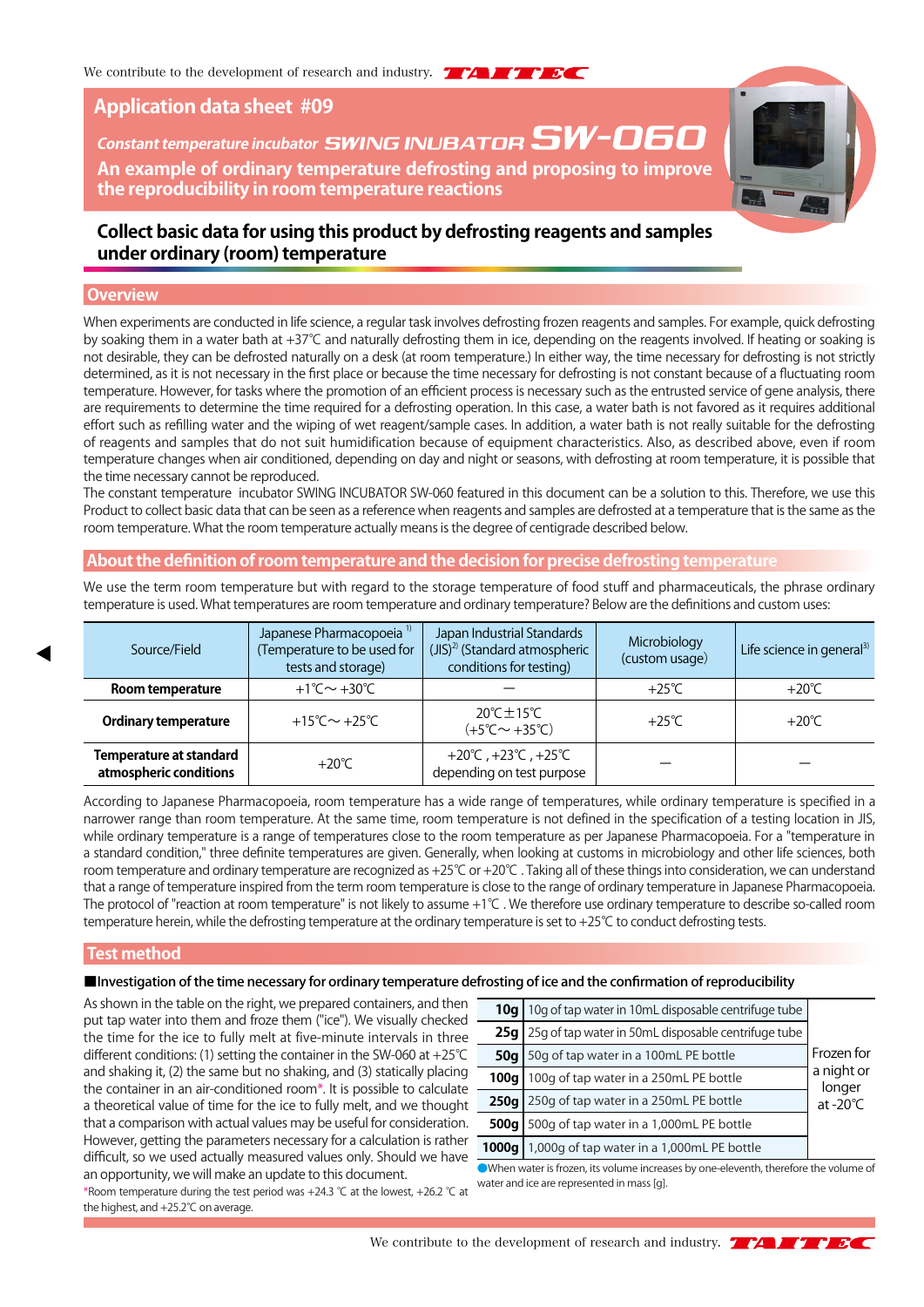We contribute to the development of research and industry. TAITEC

# Application data sheet #09

*Constant temperature incubator* SWING INUBATOR **SW-060**

**An example of ordinary temperature defrosting and proposing to improve the reproducibility in room temperature reactions**

## Collect basic data for using this product by defrosting reagents and samples under ordinary (room) temperature

## Overview

When experiments are conducted in life science, a regular task involves defrosting frozen reagents and samples. For example, quick defrosting by soaking them in a water bath at +37℃ and naturally defrosting them in ice, depending on the reagents involved. If heating or soaking is not desirable, they can be defrosted naturally on a desk (at room temperature.) In either way, the time necessary for defrosting is not strictly determined, as it is not necessary in the first place or because the time necessary for defrosting is not constant because of a fluctuating room temperature. However, for tasks where the promotion of an efficient process is necessary such as the entrusted service of gene analysis, there are requirements to determine the time required for a defrosting operation. In this case, a water bath is not favored as it requires additional effort such as refilling water and the wiping of wet reagent/sample cases. In addition, a water bath is not really suitable for the defrosting of reagents and samples that do not suit humidification because of equipment characteristics. Also, as described above, even if room temperature changes when air conditioned, depending on day and night or seasons, with defrosting at room temperature, it is possible that the time necessary cannot be reproduced.

The constant temperature incubator SWING INCUBATOR SW-060 featured in this document can be a solution to this. Therefore, we use this Product to collect basic data that can be seen as a reference when reagents and samples are defrosted at a temperature that is the same as the room temperature. What the room temperature actually means is the degree of centigrade described below.

## About the definition of room temperature and the decision for precise defrosting temperature

We use the term room temperature but with regard to the storage temperature of food stuff and pharmaceuticals, the phrase ordinary temperature is used. What temperatures are room temperature and ordinary temperature? Below are the definitions and custom uses:

| Source/Field | Japanese Pharmacopoeia [1] (Temperature to be used for tests and storage) | Japan Industrial Standards (JIS)[2] (Standard atmospheric conditions for testing) | Microbiology (custom usage) | Life science in general[3] |
|---|---|---|---|---|
| **Room temperature** | +1℃～+30℃ | — | +25℃ | +20℃ |
| **Ordinary temperature** | +15℃～+25℃ | 20℃±15℃ (+5℃～+35℃) | +25℃ | +20℃ |
| **Temperature at standard atmospheric conditions** | +20℃ | +20℃, +23℃, +25℃ depending on test purpose | — | — |

According to Japanese Pharmacopoeia, room temperature has a wide range of temperatures, while ordinary temperature is specified in a narrower range than room temperature. At the same time, room temperature is not defined in the specification of a testing location in JIS, while ordinary temperature is a range of temperatures close to the room temperature as per Japanese Pharmacopoeia. For a "temperature in a standard condition," three definite temperatures are given. Generally, when looking at customs in microbiology and other life sciences, both room temperature and ordinary temperature are recognized as +25℃ or +20℃. Taking all of these things into consideration, we can understand that a range of temperature inspired from the term room temperature is close to the range of ordinary temperature in Japanese Pharmacopoeia. The protocol of "reaction at room temperature" is not likely to assume +1℃. We therefore use ordinary temperature to describe so-called room temperature herein, while the defrosting temperature at the ordinary temperature is set to +25℃ to conduct defrosting tests.

## Test method

■**Investigation of the time necessary for ordinary temperature defrosting of ice and the confirmation of reproducibility**

As shown in the table on the right, we prepared containers, and then put tap water into them and froze them ("ice"). We visually checked the time for the ice to fully melt at five-minute intervals in three different conditions: (1) setting the container in the SW-060 at +25℃ and shaking it, (2) the same but no shaking, and (3) statically placing the container in an air-conditioned room*. It is possible to calculate a theoretical value of time for the ice to fully melt, and we thought that a comparison with actual values may be useful for consideration. However, getting the parameters necessary for a calculation is rather difficult, so we used actually measured values only. Should we have an opportunity, we will make an update to this document.

*Room temperature during the test period was +24.3 ℃ at the lowest, +26.2 ℃ at the highest, and +25.2℃ on average.

| | | |
|---|---|---|
| **10g** | 10g of tap water in 10mL disposable centrifuge tube | Frozen for a night or longer at -20℃ |
| **25g** | 25g of tap water in 50mL disposable centrifuge tube | |
| **50g** | 50g of tap water in a 100mL PE bottle | |
| **100g** | 100g of tap water in a 250mL PE bottle | |
| **250g** | 250g of tap water in a 250mL PE bottle | |
| **500g** | 500g of tap water in a 1,000mL PE bottle | |
| **1000g** | 1,000g of tap water in a 1,000mL PE bottle | |

●When water is frozen, its volume increases by one-eleventh, therefore the volume of water and ice are represented in mass [g].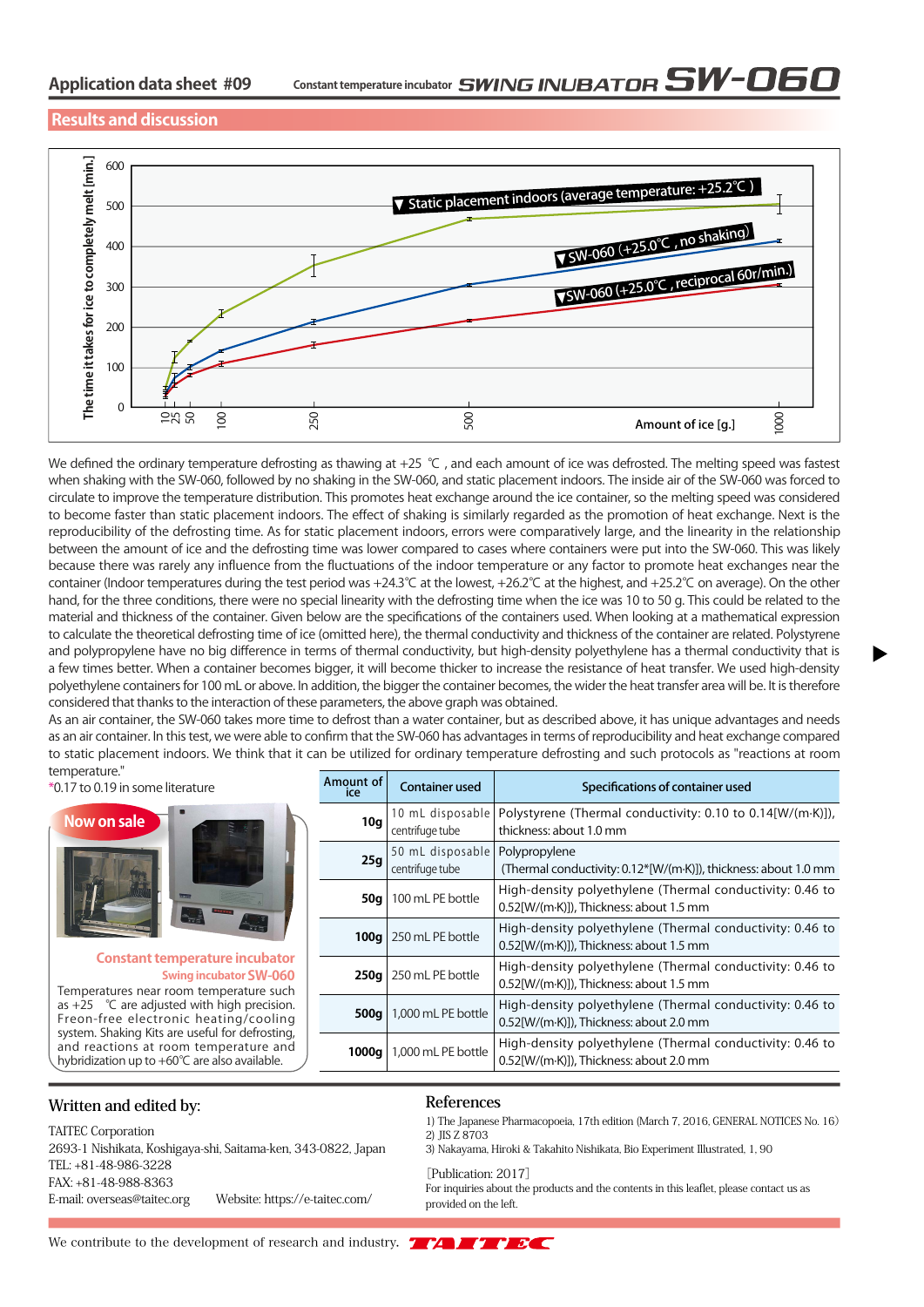## Results and discussion

The time it takes for ice to completely melt [min.]

600
500
400
300
200
100
0

10 25 50 100 250 500 1000

Amount of ice [g.]

▼Static placement indoors (average temperature: +25.2℃ )

▼SW-060 (+25.0℃ , no shaking)

▼SW-060 (+25.0℃ , reciprocal 60r/min.)

We defined the ordinary temperature defrosting as thawing at +25 ℃ , and each amount of ice was defrosted. The melting speed was fastest when shaking with the SW-060, followed by no shaking in the SW-060, and static placement indoors. The inside air of the SW-060 was forced to circulate to improve the temperature distribution. This promotes heat exchange around the ice container, so the melting speed was considered to become faster than static placement indoors. The effect of shaking is similarly regarded as the promotion of heat exchange. Next is the reproducibility of the defrosting time. As for static placement indoors, errors were comparatively large, and the linearity in the relationship between the amount of ice and the defrosting time was lower compared to cases where containers were put into the SW-060. This was likely because there was rarely any influence from the fluctuations of the indoor temperature or any factor to promote heat exchanges near the container (Indoor temperatures during the test period was +24.3℃ at the lowest, +26.2℃ at the highest, and +25.2℃ on average). On the other hand, for the three conditions, there were no special linearity with the defrosting time when the ice was 10 to 50 g. This could be related to the material and thickness of the container. Given below are the specifications of the containers used. When looking at a mathematical expression to calculate the theoretical defrosting time of ice (omitted here), the thermal conductivity and thickness of the container are related. Polystyrene and polypropylene have no big difference in terms of thermal conductivity, but high-density polyethylene has a thermal conductivity that is a few times better. When a container becomes bigger, it will become thicker to increase the resistance of heat transfer. We used high-density polyethylene containers for 100 mL or above. In addition, the bigger the container becomes, the wider the heat transfer area will be. It is therefore considered that thanks to the interaction of these parameters, the above graph was obtained.

As an air container, the SW-060 takes more time to defrost than a water container, but as described above, it has unique advantages and needs as an air container. In this test, we were able to confirm that the SW-060 has advantages in terms of reproducibility and heat exchange compared to static placement indoors. We think that it can be utilized for ordinary temperature defrosting and such protocols as "reactions at room temperature."

*0.17 to 0.19 in some literature

| Amount of ice | Container used | Specifications of container used |
|---|---|---|
| 10g | 10 mL disposable centrifuge tube | Polystyrene (Thermal conductivity: 0.10 to 0.14[W/(m·K)]), thickness: about 1.0 mm |
| 25g | 50 mL disposable centrifuge tube | Polypropylene (Thermal conductivity: 0.12*[W/(m·K)]), thickness: about 1.0 mm |
| 50g | 100 mL PE bottle | High-density polyethylene (Thermal conductivity: 0.46 to 0.52[W/(m·K)]), Thickness: about 1.5 mm |
| 100g | 250 mL PE bottle | High-density polyethylene (Thermal conductivity: 0.46 to 0.52[W/(m·K)]), Thickness: about 1.5 mm |
| 250g | 250 mL PE bottle | High-density polyethylene (Thermal conductivity: 0.46 to 0.52[W/(m·K)]), Thickness: about 1.5 mm |
| 500g | 1,000 mL PE bottle | High-density polyethylene (Thermal conductivity: 0.46 to 0.52[W/(m·K)]), Thickness: about 2.0 mm |
| 1000g | 1,000 mL PE bottle | High-density polyethylene (Thermal conductivity: 0.46 to 0.52[W/(m·K)]), Thickness: about 2.0 mm |

**Now on sale**

**Constant temperature incubator**
**Swing incubator SW-060**

Temperatures near room temperature such as +25 ℃ are adjusted with high precision. Freon-free electronic heating/cooling system. Shaking Kits are useful for defrosting, and reactions at room temperature and hybridization up to +60℃ are also available.

## Written and edited by:

TAITEC Corporation
2693-1 Nishikata, Koshigaya-shi, Saitama-ken, 343-0822, Japan
TEL: +81-48-986-3228
FAX: +81-48-988-8363
E-mail: overseas@taitec.org Website: https://e-taitec.com/

## References

1) The Japanese Pharmacopoeia, 17th edition (March 7, 2016, GENERAL NOTICES No. 16)
2) JIS Z 8703
3) Nakayama, Hiroki & Takahito Nishikata, Bio Experiment Illustrated, 1, 90

[Publication: 2017]
For inquiries about the products and the contents in this leaflet, please contact us as provided on the left.

We contribute to the development of research and industry. TAITEC